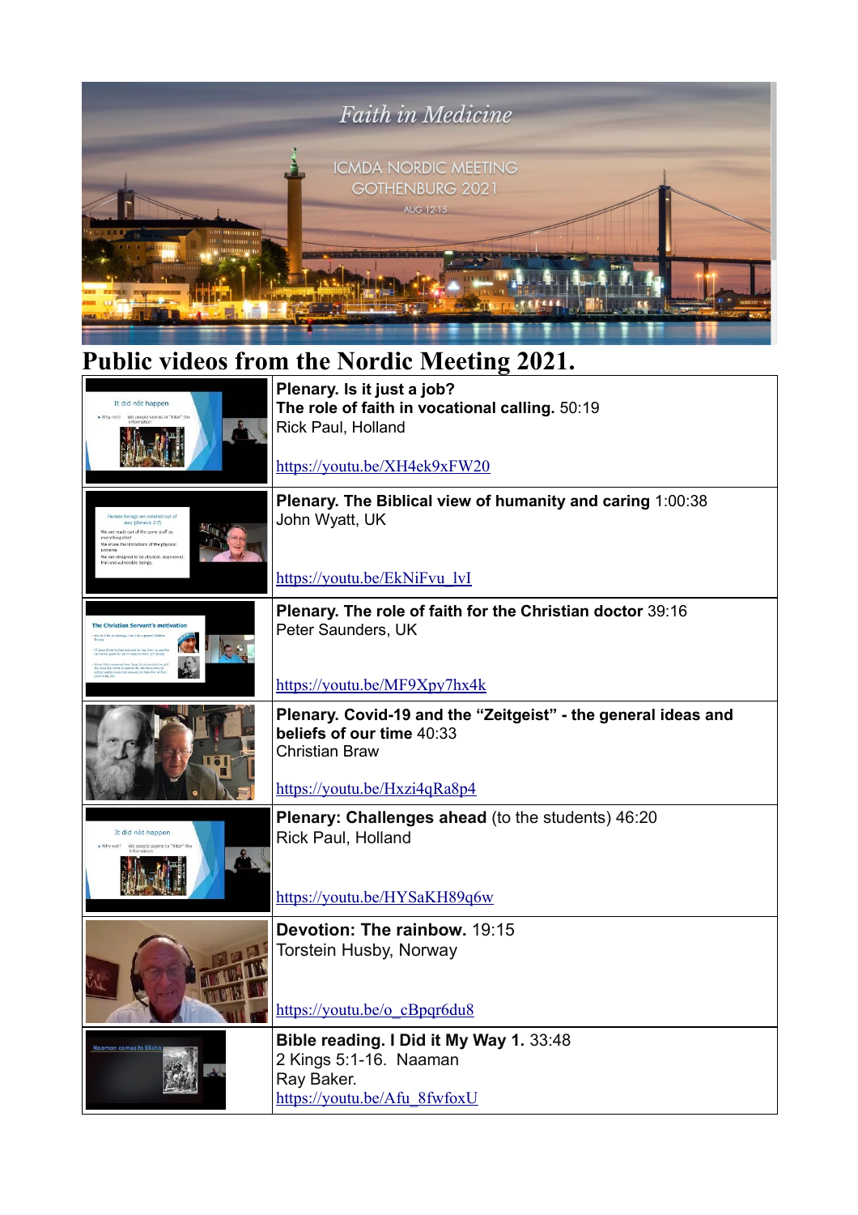Faith in Medicine

ICMDA NORDIC MEETING
GOTHENBURG 2021
AUG 12-15

# Public videos from the Nordic Meeting 2021.

| | |
|---|---|
| | **Plenary. Is it just a job?**<br>**The role of faith in vocational calling.** 50:19<br>Rick Paul, Holland<br><br>https://youtu.be/XH4ek9xFW20 |
| | **Plenary. The Biblical view of humanity and caring** 1:00:38<br>John Wyatt, UK<br><br>https://youtu.be/EkNiFvu_lvI |
| | **Plenary. The role of faith for the Christian doctor** 39:16<br>Peter Saunders, UK<br><br>https://youtu.be/MF9Xpy7hx4k |
| | **Plenary. Covid-19 and the "Zeitgeist" - the general ideas and beliefs of our time** 40:33<br>Christian Braw<br><br>https://youtu.be/Hxzi4qRa8p4 |
| | **Plenary: Challenges ahead** (to the students) 46:20<br>Rick Paul, Holland<br><br>https://youtu.be/HYSaKH89q6w |
| | **Devotion: The rainbow.** 19:15<br>Torstein Husby, Norway<br><br>https://youtu.be/o_cBpqr6du8 |
| | **Bible reading. I Did it My Way 1.** 33:48<br>2 Kings 5:1-16. Naaman<br>Ray Baker.<br>https://youtu.be/Afu_8fwfoxU |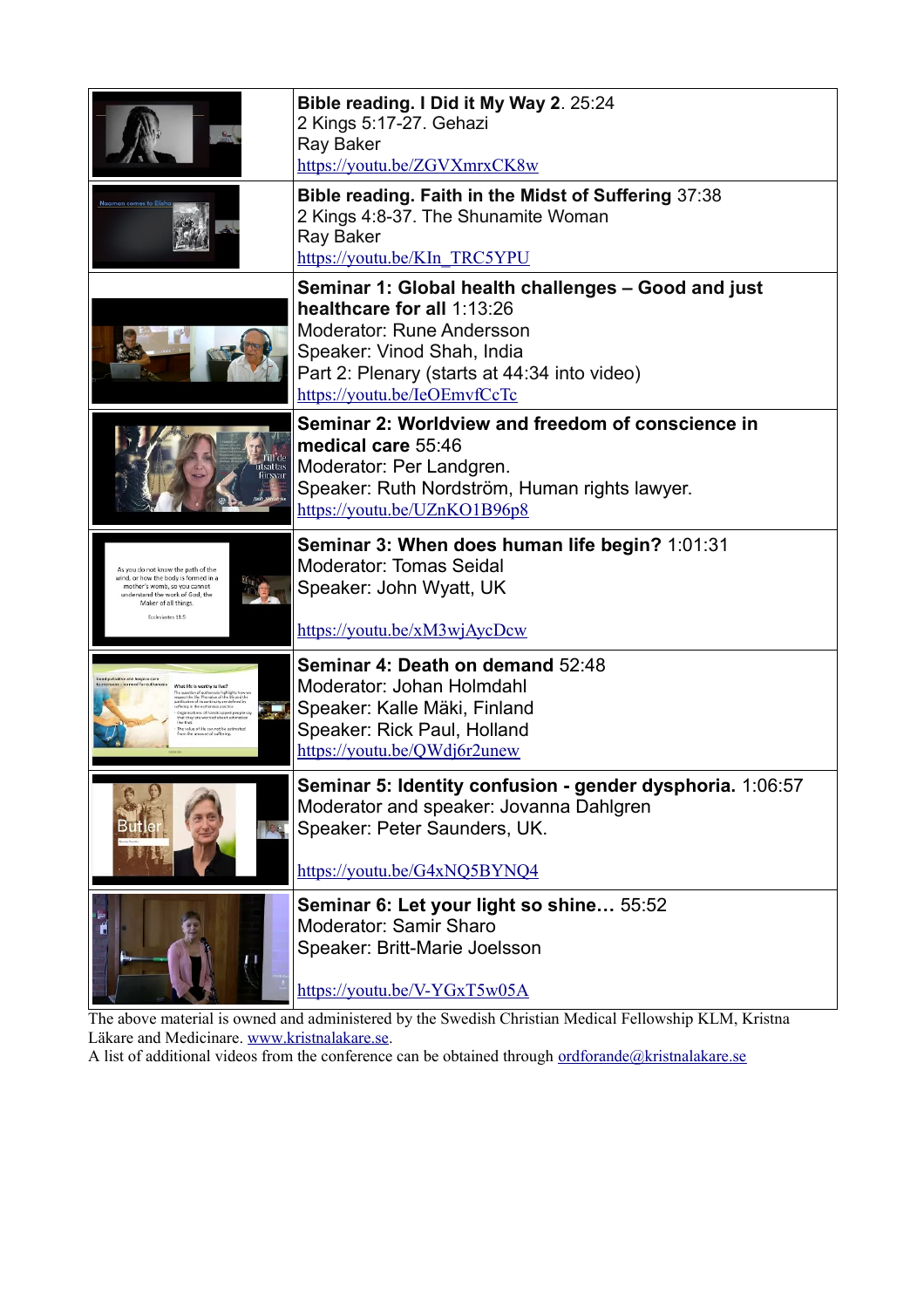| | |
|---|---|
| | **Bible reading. I Did it My Way 2**. 25:24<br>2 Kings 5:17-27. Gehazi<br>Ray Baker<br>https://youtu.be/ZGVXmrxCK8w |
| | **Bible reading. Faith in the Midst of Suffering** 37:38<br>2 Kings 4:8-37. The Shunamite Woman<br>Ray Baker<br>https://youtu.be/KIn_TRC5YPU |
| | **Seminar 1: Global health challenges – Good and just healthcare for all** 1:13:26<br>Moderator: Rune Andersson<br>Speaker: Vinod Shah, India<br>Part 2: Plenary (starts at 44:34 into video)<br>https://youtu.be/IeOEmvfCcTc |
| | **Seminar 2: Worldview and freedom of conscience in medical care** 55:46<br>Moderator: Per Landgren.<br>Speaker: Ruth Nordström, Human rights lawyer.<br>https://youtu.be/UZnKO1B96p8 |
| | **Seminar 3: When does human life begin?** 1:01:31<br>Moderator: Tomas Seidal<br>Speaker: John Wyatt, UK<br><br>https://youtu.be/xM3wjAycDcw |
| | **Seminar 4: Death on demand** 52:48<br>Moderator: Johan Holmdahl<br>Speaker: Kalle Mäki, Finland<br>Speaker: Rick Paul, Holland<br>https://youtu.be/QWdj6r2unew |
| | **Seminar 5: Identity confusion - gender dysphoria.** 1:06:57<br>Moderator and speaker: Jovanna Dahlgren<br>Speaker: Peter Saunders, UK.<br><br>https://youtu.be/G4xNQ5BYNQ4 |
| | **Seminar 6: Let your light so shine…** 55:52<br>Moderator: Samir Sharo<br>Speaker: Britt-Marie Joelsson<br><br>https://youtu.be/V-YGxT5w05A |

The above material is owned and administered by the Swedish Christian Medical Fellowship KLM, Kristna Läkare and Medicinare. www.kristnalakare.se.
A list of additional videos from the conference can be obtained through ordforande@kristnalakare.se